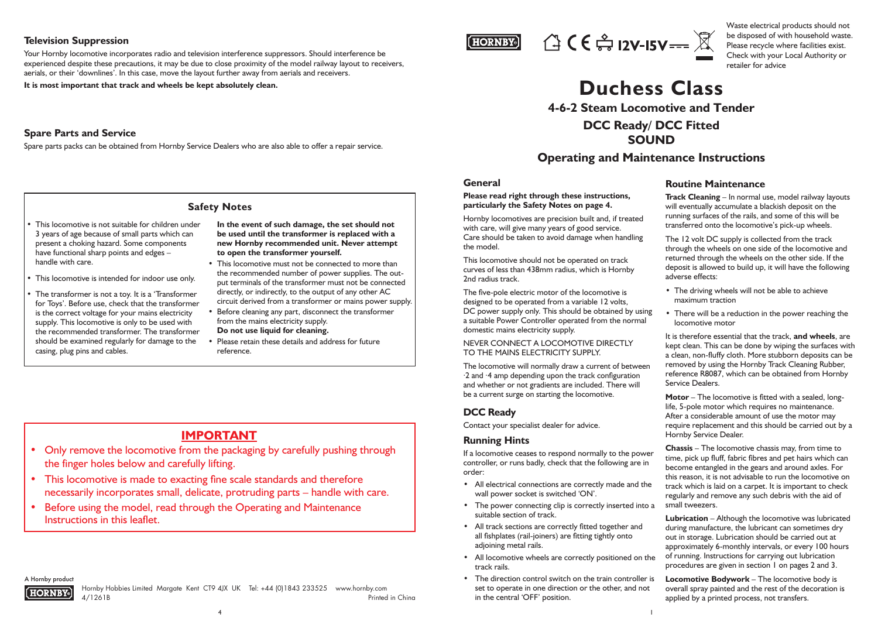## Television Suppression

Your Hornby locomotive incorporates radio and television interference suppressors. Should interference be experienced despite these precautions, it may be due to close proximity of the model railway layout to receivers, aerials, or their 'downlines'. In this case, move the layout further away from aerials and receivers.

**It is most important that track and wheels be kept absolutely clean.**

## Spare Parts and Service

Spare parts packs can be obtained from Hornby Service Dealers who are also able to offer a repair service.

### Safety Notes

- This locomotive is not suitable for children under 3 years of age because of small parts which can present a choking hazard. Some components have functional sharp points and edges – handle with care.
- This locomotive is intended for indoor use only.
- The transformer is not a toy. It is a 'Transformer for Toys'. Before use, check that the transformer is the correct voltage for your mains electricity supply. This locomotive is only to be used with the recommended transformer. The transformer should be examined regularly for damage to the casing, plug pins and cables.

**In the event of such damage, the set should not be used until the transformer is replaced with a new Hornby recommended unit. Never attempt to open the transformer yourself.**

- This locomotive must not be connected to more than the recommended number of power supplies. The output terminals of the transformer must not be connected directly, or indirectly, to the output of any other AC circuit derived from a transformer or mains power supply.
- Before cleaning any part, disconnect the transformer from the mains electricity supply. **Do not use liquid for cleaning.**
- Please retain these details and address for future reference.

### IMPORTANT

- Only remove the locomotive from the packaging by carefully pushing through the finger holes below and carefully lifting.
- This locomotive is made to exacting fine scale standards and therefore necessarily incorporates small, delicate, protruding parts – handle with care.
- Before using the model, read through the Operating and Maintenance Instructions in this leaflet.

A Hornby product

HORNBY

Hornby Hobbies Limited Margate Kent CT9 4JX UK Tel: +44 (0)1843 233525 www.hornby.com
4/1261B Printed in China

HORNBY

12V-15V ⎓

Waste electrical products should not be disposed of with household waste. Please recycle where facilities exist. Check with your Local Authority or retailer for advice

# Duchess Class

### 4-6-2 Steam Locomotive and Tender

### DCC Ready/ DCC Fitted
### SOUND

### Operating and Maintenance Instructions

## General

**Please read right through these instructions, particularly the Safety Notes on page 4.**

Hornby locomotives are precision built and, if treated with care, will give many years of good service. Care should be taken to avoid damage when handling the model.

This locomotive should not be operated on track curves of less than 438mm radius, which is Hornby 2nd radius track.

The five-pole electric motor of the locomotive is designed to be operated from a variable 12 volts, DC power supply only. This should be obtained by using a suitable Power Controller operated from the normal domestic mains electricity supply.

NEVER CONNECT A LOCOMOTIVE DIRECTLY TO THE MAINS ELECTRICITY SUPPLY.

The locomotive will normally draw a current of between ·2 and ·4 amp depending upon the track configuration and whether or not gradients are included. There will be a current surge on starting the locomotive.

## DCC Ready

Contact your specialist dealer for advice.

## Running Hints

If a locomotive ceases to respond normally to the power controller, or runs badly, check that the following are in order:

- All electrical connections are correctly made and the wall power socket is switched 'ON'.
- The power connecting clip is correctly inserted into a suitable section of track.
- All track sections are correctly fitted together and all fishplates (rail-joiners) are fitting tightly onto adjoining metal rails.
- All locomotive wheels are correctly positioned on the track rails.
- The direction control switch on the train controller is set to operate in one direction or the other, and not in the central 'OFF' position.

## Routine Maintenance

**Track Cleaning** – In normal use, model railway layouts will eventually accumulate a blackish deposit on the running surfaces of the rails, and some of this will be transferred onto the locomotive's pick-up wheels.

The 12 volt DC supply is collected from the track through the wheels on one side of the locomotive and returned through the wheels on the other side. If the deposit is allowed to build up, it will have the following adverse effects:

- The driving wheels will not be able to achieve maximum traction
- There will be a reduction in the power reaching the locomotive motor

It is therefore essential that the track, **and wheels**, are kept clean. This can be done by wiping the surfaces with a clean, non-fluffy cloth. More stubborn deposits can be removed by using the Hornby Track Cleaning Rubber, reference R8087, which can be obtained from Hornby Service Dealers.

**Motor** – The locomotive is fitted with a sealed, long-life, 5-pole motor which requires no maintenance. After a considerable amount of use the motor may require replacement and this should be carried out by a Hornby Service Dealer.

**Chassis** – The locomotive chassis may, from time to time, pick up fluff, fabric fibres and pet hairs which can become entangled in the gears and around axles. For this reason, it is not advisable to run the locomotive on track which is laid on a carpet. It is important to check regularly and remove any such debris with the aid of small tweezers.

**Lubrication** – Although the locomotive was lubricated during manufacture, the lubricant can sometimes dry out in storage. Lubrication should be carried out at approximately 6-monthly intervals, or every 100 hours of running. Instructions for carrying out lubrication procedures are given in section 1 on pages 2 and 3.

**Locomotive Bodywork** – The locomotive body is overall spray painted and the rest of the decoration is applied by a printed process, not transfers.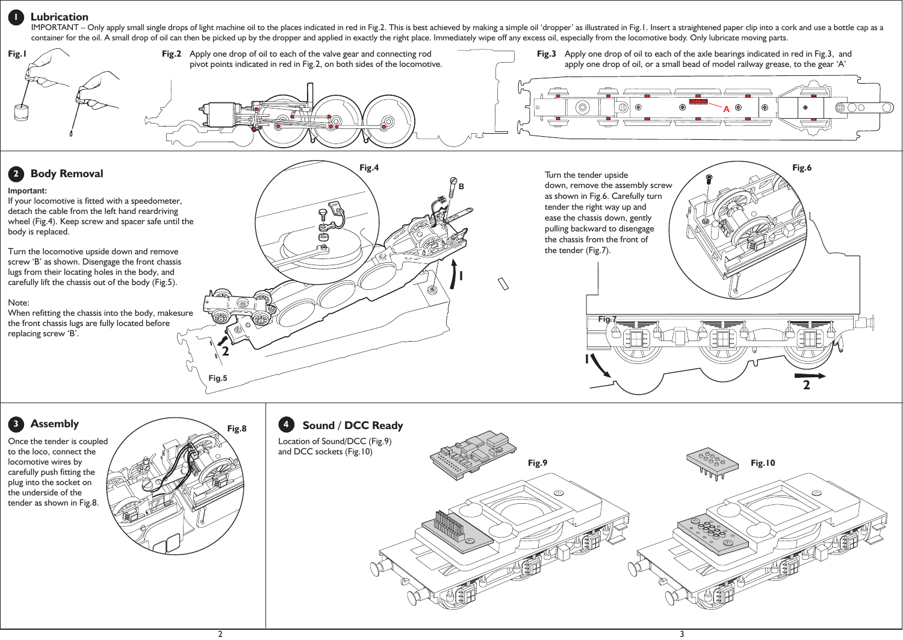## 1 Lubrication

IMPORTANT – Only apply small single drops of light machine oil to the places indicated in red in Fig.2. This is best achieved by making a simple oil 'dropper' as illustrated in Fig.1. Insert a straightened paper clip into a cork and use a bottle cap as a container for the oil. A small drop of oil can then be picked up by the dropper and applied in exactly the right place. Immediately wipe off any excess oil, especially from the locomotive body. Only lubricate moving parts.

**Fig.1**

**Fig.2** Apply one drop of oil to each of the valve gear and connecting rod pivot points indicated in red in Fig.2, on both sides of the locomotive.

**Fig.3** Apply one drop of oil to each of the axle bearings indicated in red in Fig.3, and apply one drop of oil, or a small bead of model railway grease, to the gear 'A'

A

## 2 Body Removal

**Important:**
If your locomotive is fitted with a speedometer, detach the cable from the left hand reardriving wheel (Fig.4). Keep screw and spacer safe until the body is replaced.

Turn the locomotive upside down and remove screw 'B' as shown. Disengage the front chassis lugs from their locating holes in the body, and carefully lift the chassis out of the body (Fig.5).

Note:
When refitting the chassis into the body, makesure the front chassis lugs are fully located before replacing screw 'B'.

**Fig.4**

B

1

2

**Fig.5**

Turn the tender upside down, remove the assembly screw as shown in Fig.6. Carefully turn tender the right way up and ease the chassis down, gently pulling backward to disengage the chassis from the front of the tender (Fig.7).

**Fig.6**

**Fig.7**

1

2

## 3 Assembly

Once the tender is coupled to the loco, connect the locomotive wires by carefully push fitting the plug into the socket on the underside of the tender as shown in Fig.8.

**Fig.8**

## 4 Sound / DCC Ready

Location of Sound/DCC (Fig.9) and DCC sockets (Fig.10)

**Fig.9**

**Fig.10**